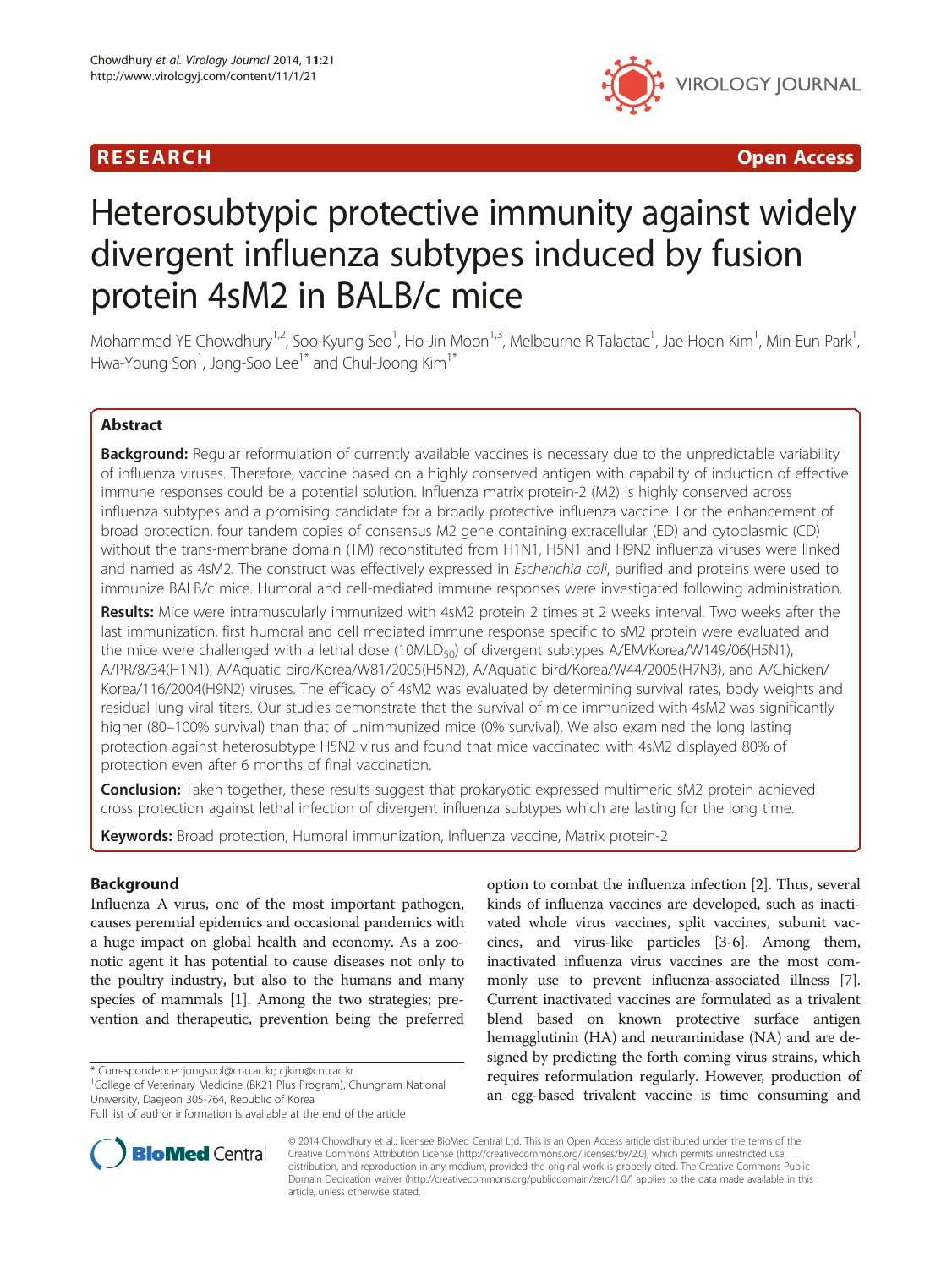RESEARCH Open Access

# Heterosubtypic protective immunity against widely divergent influenza subtypes induced by fusion protein 4sM2 in BALB/c mice

Mohammed YE Chowdhury[1,2], Soo-Kyung Seo[1], Ho-Jin Moon[1,3], Melbourne R Talactac[1], Jae-Hoon Kim[1], Min-Eun Park[1], Hwa-Young Son[1], Jong-Soo Lee[1*] and Chul-Joong Kim[1*]

## Abstract

**Background:** Regular reformulation of currently available vaccines is necessary due to the unpredictable variability of influenza viruses. Therefore, vaccine based on a highly conserved antigen with capability of induction of effective immune responses could be a potential solution. Influenza matrix protein-2 (M2) is highly conserved across influenza subtypes and a promising candidate for a broadly protective influenza vaccine. For the enhancement of broad protection, four tandem copies of consensus M2 gene containing extracellular (ED) and cytoplasmic (CD) without the trans-membrane domain (TM) reconstituted from H1N1, H5N1 and H9N2 influenza viruses were linked and named as 4sM2. The construct was effectively expressed in *Escherichia coli*, purified and proteins were used to immunize BALB/c mice. Humoral and cell-mediated immune responses were investigated following administration.

**Results:** Mice were intramuscularly immunized with 4sM2 protein 2 times at 2 weeks interval. Two weeks after the last immunization, first humoral and cell mediated immune response specific to sM2 protein were evaluated and the mice were challenged with a lethal dose (10MLD$_{50}$) of divergent subtypes A/EM/Korea/W149/06(H5N1), A/PR/8/34(H1N1), A/Aquatic bird/Korea/W81/2005(H5N2), A/Aquatic bird/Korea/W44/2005(H7N3), and A/Chicken/Korea/116/2004(H9N2) viruses. The efficacy of 4sM2 was evaluated by determining survival rates, body weights and residual lung viral titers. Our studies demonstrate that the survival of mice immunized with 4sM2 was significantly higher (80–100% survival) than that of unimmunized mice (0% survival). We also examined the long lasting protection against heterosubtype H5N2 virus and found that mice vaccinated with 4sM2 displayed 80% of protection even after 6 months of final vaccination.

**Conclusion:** Taken together, these results suggest that prokaryotic expressed multimeric sM2 protein achieved cross protection against lethal infection of divergent influenza subtypes which are lasting for the long time.

**Keywords:** Broad protection, Humoral immunization, Influenza vaccine, Matrix protein-2

## Background

Influenza A virus, one of the most important pathogen, causes perennial epidemics and occasional pandemics with a huge impact on global health and economy. As a zoonotic agent it has potential to cause diseases not only to the poultry industry, but also to the humans and many species of mammals [1]. Among the two strategies; prevention and therapeutic, prevention being the preferred option to combat the influenza infection [2]. Thus, several kinds of influenza vaccines are developed, such as inactivated whole virus vaccines, split vaccines, subunit vaccines, and virus-like particles [3-6]. Among them, inactivated influenza virus vaccines are the most commonly use to prevent influenza-associated illness [7]. Current inactivated vaccines are formulated as a trivalent blend based on known protective surface antigen hemagglutinin (HA) and neuraminidase (NA) and are designed by predicting the forth coming virus strains, which requires reformulation regularly. However, production of an egg-based trivalent vaccine is time consuming and

* Correspondence: jongsool@cnu.ac.kr; cjkim@cnu.ac.kr
[1]College of Veterinary Medicine (BK21 Plus Program), Chungnam National University, Daejeon 305-764, Republic of Korea
Full list of author information is available at the end of the article

© 2014 Chowdhury et al.; licensee BioMed Central Ltd. This is an Open Access article distributed under the terms of the Creative Commons Attribution License (http://creativecommons.org/licenses/by/2.0), which permits unrestricted use, distribution, and reproduction in any medium, provided the original work is properly cited. The Creative Commons Public Domain Dedication waiver (http://creativecommons.org/publicdomain/zero/1.0/) applies to the data made available in this article, unless otherwise stated.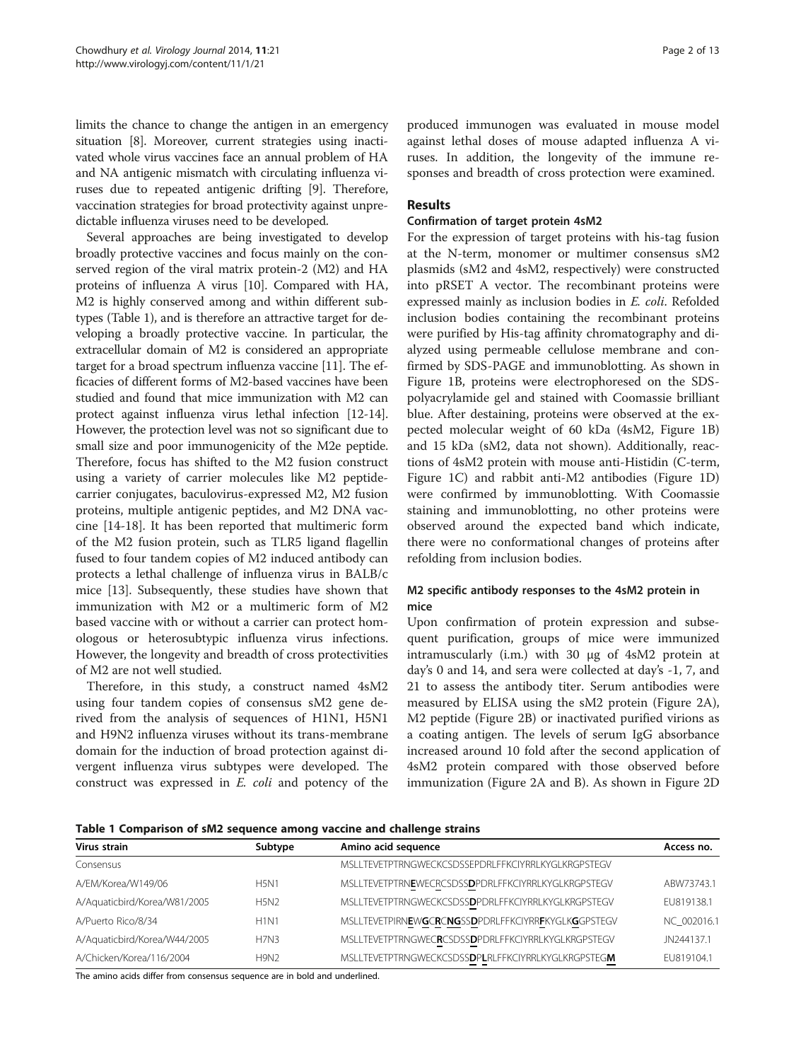limits the chance to change the antigen in an emergency situation [8]. Moreover, current strategies using inactivated whole virus vaccines face an annual problem of HA and NA antigenic mismatch with circulating influenza viruses due to repeated antigenic drifting [9]. Therefore, vaccination strategies for broad protectivity against unpredictable influenza viruses need to be developed.

Several approaches are being investigated to develop broadly protective vaccines and focus mainly on the conserved region of the viral matrix protein-2 (M2) and HA proteins of influenza A virus [10]. Compared with HA, M2 is highly conserved among and within different subtypes (Table 1), and is therefore an attractive target for developing a broadly protective vaccine. In particular, the extracellular domain of M2 is considered an appropriate target for a broad spectrum influenza vaccine [11]. The efficacies of different forms of M2-based vaccines have been studied and found that mice immunization with M2 can protect against influenza virus lethal infection [12-14]. However, the protection level was not so significant due to small size and poor immunogenicity of the M2e peptide. Therefore, focus has shifted to the M2 fusion construct using a variety of carrier molecules like M2 peptide-carrier conjugates, baculovirus-expressed M2, M2 fusion proteins, multiple antigenic peptides, and M2 DNA vaccine [14-18]. It has been reported that multimeric form of the M2 fusion protein, such as TLR5 ligand flagellin fused to four tandem copies of M2 induced antibody can protects a lethal challenge of influenza virus in BALB/c mice [13]. Subsequently, these studies have shown that immunization with M2 or a multimeric form of M2 based vaccine with or without a carrier can protect homologous or heterosubtypic influenza virus infections. However, the longevity and breadth of cross protectivities of M2 are not well studied.

Therefore, in this study, a construct named 4sM2 using four tandem copies of consensus sM2 gene derived from the analysis of sequences of H1N1, H5N1 and H9N2 influenza viruses without its trans-membrane domain for the induction of broad protection against divergent influenza virus subtypes were developed. The construct was expressed in *E. coli* and potency of the produced immunogen was evaluated in mouse model against lethal doses of mouse adapted influenza A viruses. In addition, the longevity of the immune responses and breadth of cross protection were examined.

## Results

### Confirmation of target protein 4sM2

For the expression of target proteins with his-tag fusion at the N-term, monomer or multimer consensus sM2 plasmids (sM2 and 4sM2, respectively) were constructed into pRSET A vector. The recombinant proteins were expressed mainly as inclusion bodies in *E. coli*. Refolded inclusion bodies containing the recombinant proteins were purified by His-tag affinity chromatography and dialyzed using permeable cellulose membrane and confirmed by SDS-PAGE and immunoblotting. As shown in Figure 1B, proteins were electrophoresed on the SDS-polyacrylamide gel and stained with Coomassie brilliant blue. After destaining, proteins were observed at the expected molecular weight of 60 kDa (4sM2, Figure 1B) and 15 kDa (sM2, data not shown). Additionally, reactions of 4sM2 protein with mouse anti-Histidin (C-term, Figure 1C) and rabbit anti-M2 antibodies (Figure 1D) were confirmed by immunoblotting. With Coomassie staining and immunoblotting, no other proteins were observed around the expected band which indicate, there were no conformational changes of proteins after refolding from inclusion bodies.

### M2 specific antibody responses to the 4sM2 protein in mice

Upon confirmation of protein expression and subsequent purification, groups of mice were immunized intramuscularly (i.m.) with 30 μg of 4sM2 protein at day's 0 and 14, and sera were collected at day's -1, 7, and 21 to assess the antibody titer. Serum antibodies were measured by ELISA using the sM2 protein (Figure 2A), M2 peptide (Figure 2B) or inactivated purified virions as a coating antigen. The levels of serum IgG absorbance increased around 10 fold after the second application of 4sM2 protein compared with those observed before immunization (Figure 2A and B). As shown in Figure 2D

**Table 1 Comparison of sM2 sequence among vaccine and challenge strains**

| Virus strain | Subtype | Amino acid sequence | Access no. |
|---|---|---|---|
| Consensus | | MSLLTEVETPTRNGWECKCSDSSEPDRLFFKCIYRRLKYGLKRGPSTEGV | |
| A/EM/Korea/W149/06 | H5N1 | MSLLTEVETPTRN**E**WECRCSDSS**D**PDRLFFKCIYRRLKYGLKRGPSTEGV | ABW73743.1 |
| A/Aquaticbird/Korea/W81/2005 | H5N2 | MSLLTEVETPTRNGWECKCSDSS**D**PDRLFFKCIYRRLKYGLKRGPSTEGV | EU819138.1 |
| A/Puerto Rico/8/34 | H1N1 | MSLLTEVETPIRN**E**W**G**C**R**C**NG**SS**D**PDRLFFKCIYRR**F**KYGLK**G**GPSTEGV | NC_002016.1 |
| A/Aquaticbird/Korea/W44/2005 | H7N3 | MSLLTEVETPTRNGWEC**R**CSDSS**D**PDRLFFKCIYRRLKYGLKRGPSTEGV | JN244137.1 |
| A/Chicken/Korea/116/2004 | H9N2 | MSLLTEVETPTRNGWECKCSDSS**D**P**L**RLFFKCIYRRLKYGLKRGPSTEG**M** | EU819104.1 |

The amino acids differ from consensus sequence are in bold and underlined.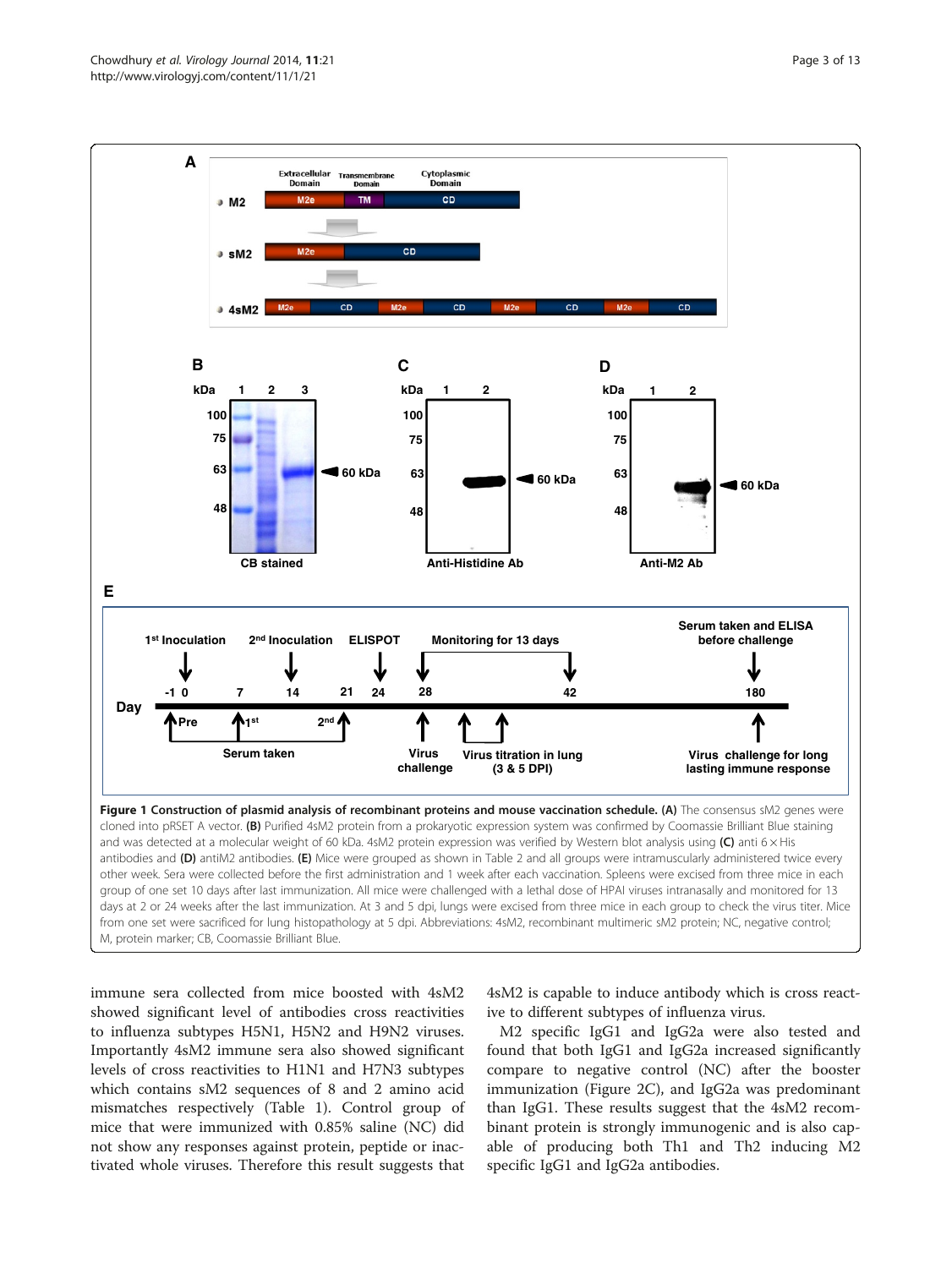**Figure 1 Construction of plasmid analysis of recombinant proteins and mouse vaccination schedule. (A)** The consensus sM2 genes were cloned into pRSET A vector. **(B)** Purified 4sM2 protein from a prokaryotic expression system was confirmed by Coomassie Brilliant Blue staining and was detected at a molecular weight of 60 kDa. 4sM2 protein expression was verified by Western blot analysis using **(C)** anti 6 × His antibodies and **(D)** antiM2 antibodies. **(E)** Mice were grouped as shown in Table 2 and all groups were intramuscularly administered twice every other week. Sera were collected before the first administration and 1 week after each vaccination. Spleens were excised from three mice in each group of one set 10 days after last immunization. All mice were challenged with a lethal dose of HPAI viruses intranasally and monitored for 13 days at 2 or 24 weeks after the last immunization. At 3 and 5 dpi, lungs were excised from three mice in each group to check the virus titer. Mice from one set were sacrificed for lung histopathology at 5 dpi. Abbreviations: 4sM2, recombinant multimeric sM2 protein; NC, negative control; M, protein marker; CB, Coomassie Brilliant Blue.

immune sera collected from mice boosted with 4sM2 showed significant level of antibodies cross reactivities to influenza subtypes H5N1, H5N2 and H9N2 viruses. Importantly 4sM2 immune sera also showed significant levels of cross reactivities to H1N1 and H7N3 subtypes which contains sM2 sequences of 8 and 2 amino acid mismatches respectively (Table 1). Control group of mice that were immunized with 0.85% saline (NC) did not show any responses against protein, peptide or inactivated whole viruses. Therefore this result suggests that 4sM2 is capable to induce antibody which is cross reactive to different subtypes of influenza virus.

M2 specific IgG1 and IgG2a were also tested and found that both IgG1 and IgG2a increased significantly compare to negative control (NC) after the booster immunization (Figure 2C), and IgG2a was predominant than IgG1. These results suggest that the 4sM2 recombinant protein is strongly immunogenic and is also capable of producing both Th1 and Th2 inducing M2 specific IgG1 and IgG2a antibodies.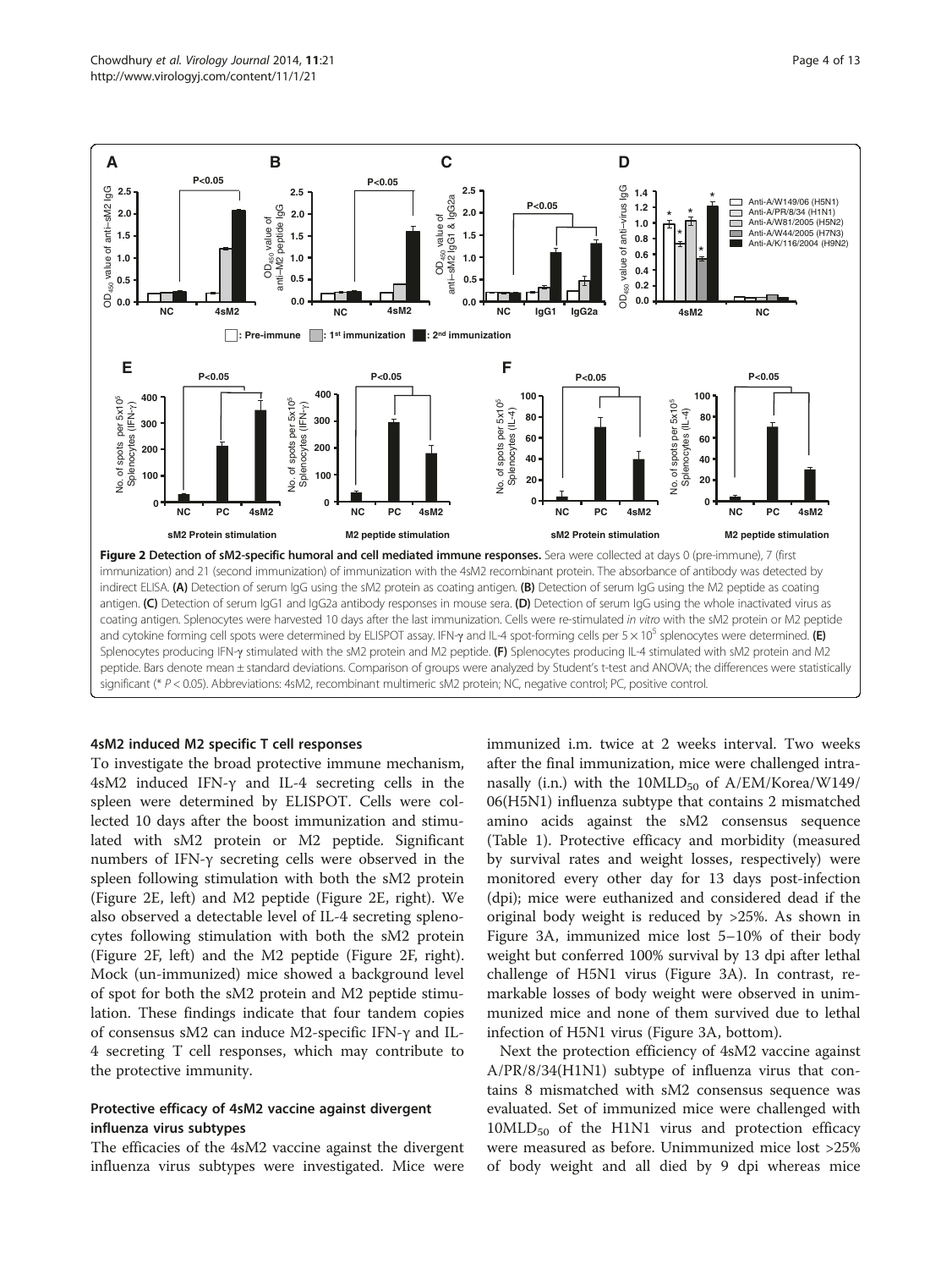**Figure 2 Detection of sM2-specific humoral and cell mediated immune responses.** Sera were collected at days 0 (pre-immune), 7 (first immunization) and 21 (second immunization) of immunization with the 4sM2 recombinant protein. The absorbance of antibody was detected by indirect ELISA. **(A)** Detection of serum IgG using the sM2 protein as coating antigen. **(B)** Detection of serum IgG using the M2 peptide as coating antigen. **(C)** Detection of serum IgG1 and IgG2a antibody responses in mouse sera. **(D)** Detection of serum IgG using the whole inactivated virus as coating antigen. Splenocytes were harvested 10 days after the last immunization. Cells were re-stimulated *in vitro* with the sM2 protein or M2 peptide and cytokine forming cell spots were determined by ELISPOT assay. IFN-γ and IL-4 spot-forming cells per $5 \times 10^5$ splenocytes were determined. **(E)** Splenocytes producing IFN-γ stimulated with the sM2 protein and M2 peptide. **(F)** Splenocytes producing IL-4 stimulated with sM2 protein and M2 peptide. Bars denote mean ± standard deviations. Comparison of groups were analyzed by Student's t-test and ANOVA; the differences were statistically significant (* $P < 0.05$). Abbreviations: 4sM2, recombinant multimeric sM2 protein; NC, negative control; PC, positive control.

### 4sM2 induced M2 specific T cell responses

To investigate the broad protective immune mechanism, 4sM2 induced IFN-γ and IL-4 secreting cells in the spleen were determined by ELISPOT. Cells were collected 10 days after the boost immunization and stimulated with sM2 protein or M2 peptide. Significant numbers of IFN-γ secreting cells were observed in the spleen following stimulation with both the sM2 protein (Figure 2E, left) and M2 peptide (Figure 2E, right). We also observed a detectable level of IL-4 secreting splenocytes following stimulation with both the sM2 protein (Figure 2F, left) and the M2 peptide (Figure 2F, right). Mock (un-immunized) mice showed a background level of spot for both the sM2 protein and M2 peptide stimulation. These findings indicate that four tandem copies of consensus sM2 can induce M2-specific IFN-γ and IL-4 secreting T cell responses, which may contribute to the protective immunity.

### Protective efficacy of 4sM2 vaccine against divergent influenza virus subtypes

The efficacies of the 4sM2 vaccine against the divergent influenza virus subtypes were investigated. Mice were immunized i.m. twice at 2 weeks interval. Two weeks after the final immunization, mice were challenged intranasally (i.n.) with the $10MLD_{50}$ of A/EM/Korea/W149/06(H5N1) influenza subtype that contains 2 mismatched amino acids against the sM2 consensus sequence (Table 1). Protective efficacy and morbidity (measured by survival rates and weight losses, respectively) were monitored every other day for 13 days post-infection (dpi); mice were euthanized and considered dead if the original body weight is reduced by >25%. As shown in Figure 3A, immunized mice lost 5–10% of their body weight but conferred 100% survival by 13 dpi after lethal challenge of H5N1 virus (Figure 3A). In contrast, remarkable losses of body weight were observed in unimmunized mice and none of them survived due to lethal infection of H5N1 virus (Figure 3A, bottom).

Next the protection efficiency of 4sM2 vaccine against A/PR/8/34(H1N1) subtype of influenza virus that contains 8 mismatched with sM2 consensus sequence was evaluated. Set of immunized mice were challenged with $10MLD_{50}$ of the H1N1 virus and protection efficacy were measured as before. Unimmunized mice lost >25% of body weight and all died by 9 dpi whereas mice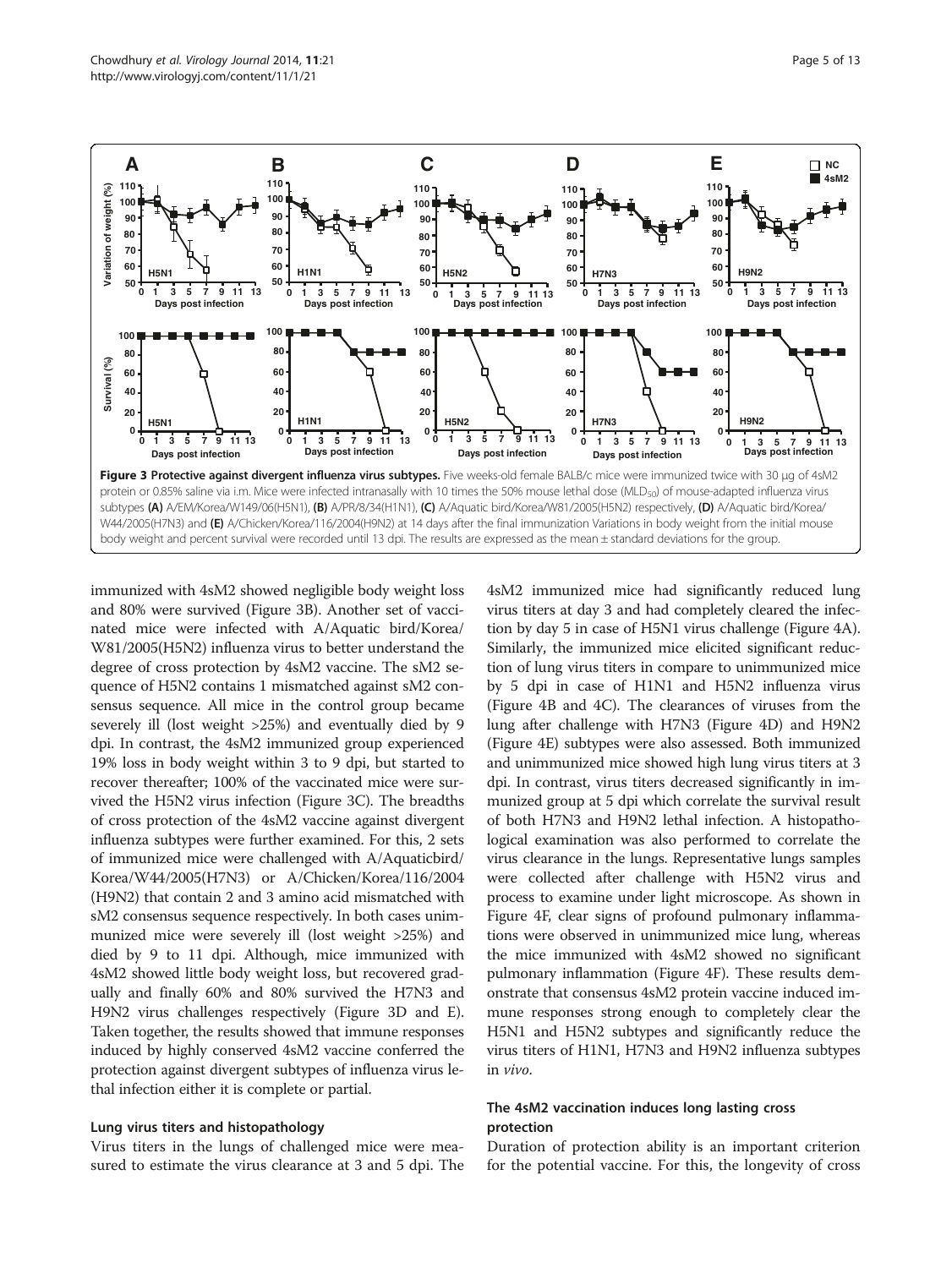**Figure 3 Protective against divergent influenza virus subtypes.** Five weeks-old female BALB/c mice were immunized twice with 30 μg of 4sM2 protein or 0.85% saline via i.m. Mice were infected intranasally with 10 times the 50% mouse lethal dose ($MLD_{50}$) of mouse-adapted influenza virus subtypes **(A)** A/EM/Korea/W149/06(H5N1), **(B)** A/PR/8/34(H1N1), **(C)** A/Aquatic bird/Korea/W81/2005(H5N2) respectively, **(D)** A/Aquatic bird/Korea/W44/2005(H7N3) and **(E)** A/Chicken/Korea/116/2004(H9N2) at 14 days after the final immunization Variations in body weight from the initial mouse body weight and percent survival were recorded until 13 dpi. The results are expressed as the mean ± standard deviations for the group.

immunized with 4sM2 showed negligible body weight loss and 80% were survived (Figure 3B). Another set of vaccinated mice were infected with A/Aquatic bird/Korea/W81/2005(H5N2) influenza virus to better understand the degree of cross protection by 4sM2 vaccine. The sM2 sequence of H5N2 contains 1 mismatched against sM2 consensus sequence. All mice in the control group became severely ill (lost weight >25%) and eventually died by 9 dpi. In contrast, the 4sM2 immunized group experienced 19% loss in body weight within 3 to 9 dpi, but started to recover thereafter; 100% of the vaccinated mice were survived the H5N2 virus infection (Figure 3C). The breadths of cross protection of the 4sM2 vaccine against divergent influenza subtypes were further examined. For this, 2 sets of immunized mice were challenged with A/Aquaticbird/Korea/W44/2005(H7N3) or A/Chicken/Korea/116/2004 (H9N2) that contain 2 and 3 amino acid mismatched with sM2 consensus sequence respectively. In both cases unimmunized mice were severely ill (lost weight >25%) and died by 9 to 11 dpi. Although, mice immunized with 4sM2 showed little body weight loss, but recovered gradually and finally 60% and 80% survived the H7N3 and H9N2 virus challenges respectively (Figure 3D and E). Taken together, the results showed that immune responses induced by highly conserved 4sM2 vaccine conferred the protection against divergent subtypes of influenza virus lethal infection either it is complete or partial.

### Lung virus titers and histopathology

Virus titers in the lungs of challenged mice were measured to estimate the virus clearance at 3 and 5 dpi. The 4sM2 immunized mice had significantly reduced lung virus titers at day 3 and had completely cleared the infection by day 5 in case of H5N1 virus challenge (Figure 4A). Similarly, the immunized mice elicited significant reduction of lung virus titers in compare to unimmunized mice by 5 dpi in case of H1N1 and H5N2 influenza virus (Figure 4B and 4C). The clearances of viruses from the lung after challenge with H7N3 (Figure 4D) and H9N2 (Figure 4E) subtypes were also assessed. Both immunized and unimmunized mice showed high lung virus titers at 3 dpi. In contrast, virus titers decreased significantly in immunized group at 5 dpi which correlate the survival result of both H7N3 and H9N2 lethal infection. A histopathological examination was also performed to correlate the virus clearance in the lungs. Representative lungs samples were collected after challenge with H5N2 virus and process to examine under light microscope. As shown in Figure 4F, clear signs of profound pulmonary inflammations were observed in unimmunized mice lung, whereas the mice immunized with 4sM2 showed no significant pulmonary inflammation (Figure 4F). These results demonstrate that consensus 4sM2 protein vaccine induced immune responses strong enough to completely clear the H5N1 and H5N2 subtypes and significantly reduce the virus titers of H1N1, H7N3 and H9N2 influenza subtypes *in vivo*.

### The 4sM2 vaccination induces long lasting cross protection

Duration of protection ability is an important criterion for the potential vaccine. For this, the longevity of cross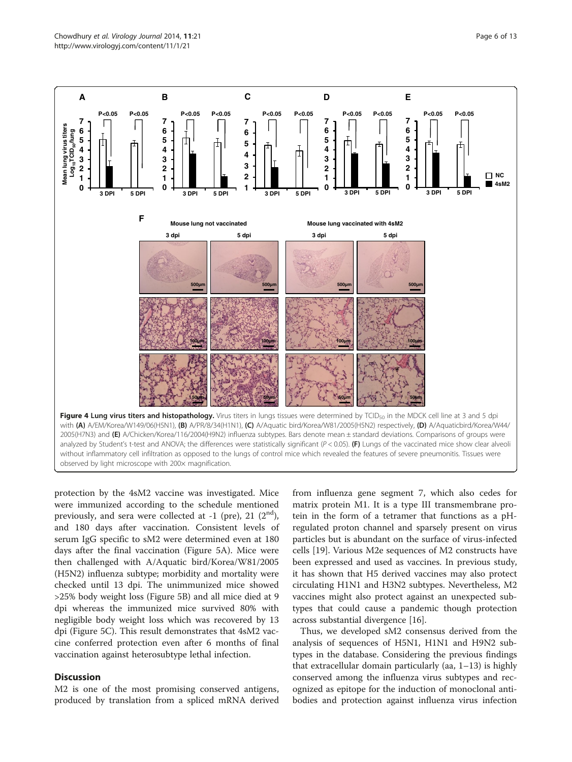**Figure 4 Lung virus titers and histopathology.** Virus titers in lungs tissues were determined by $TCID_{50}$ in the MDCK cell line at 3 and 5 dpi with **(A)** A/EM/Korea/W149/06(H5N1), **(B)** A/PR/8/34(H1N1), **(C)** A/Aquatic bird/Korea/W81/2005(H5N2) respectively, **(D)** A/Aquaticbird/Korea/W44/2005(H7N3) and **(E)** A/Chicken/Korea/116/2004(H9N2) influenza subtypes. Bars denote mean ± standard deviations. Comparisons of groups were analyzed by Student's t-test and ANOVA; the differences were statistically significant ($P < 0.05$). **(F)** Lungs of the vaccinated mice show clear alveoli without inflammatory cell infiltration as opposed to the lungs of control mice which revealed the features of severe pneumonitis. Tissues were observed by light microscope with 200× magnification.

protection by the 4sM2 vaccine was investigated. Mice were immunized according to the schedule mentioned previously, and sera were collected at -1 (pre), 21 (2[nd]), and 180 days after vaccination. Consistent levels of serum IgG specific to sM2 were determined even at 180 days after the final vaccination (Figure 5A). Mice were then challenged with A/Aquatic bird/Korea/W81/2005 (H5N2) influenza subtype; morbidity and mortality were checked until 13 dpi. The unimmunized mice showed >25% body weight loss (Figure 5B) and all mice died at 9 dpi whereas the immunized mice survived 80% with negligible body weight loss which was recovered by 13 dpi (Figure 5C). This result demonstrates that 4sM2 vaccine conferred protection even after 6 months of final vaccination against heterosubtype lethal infection.

## Discussion

M2 is one of the most promising conserved antigens, produced by translation from a spliced mRNA derived from influenza gene segment 7, which also cedes for matrix protein M1. It is a type III transmembrane protein in the form of a tetramer that functions as a pH-regulated proton channel and sparsely present on virus particles but is abundant on the surface of virus-infected cells [19]. Various M2e sequences of M2 constructs have been expressed and used as vaccines. In previous study, it has shown that H5 derived vaccines may also protect circulating H1N1 and H3N2 subtypes. Nevertheless, M2 vaccines might also protect against an unexpected subtypes that could cause a pandemic though protection across substantial divergence [16].

Thus, we developed sM2 consensus derived from the analysis of sequences of H5N1, H1N1 and H9N2 subtypes in the database. Considering the previous findings that extracellular domain particularly (aa, 1–13) is highly conserved among the influenza virus subtypes and recognized as epitope for the induction of monoclonal antibodies and protection against influenza virus infection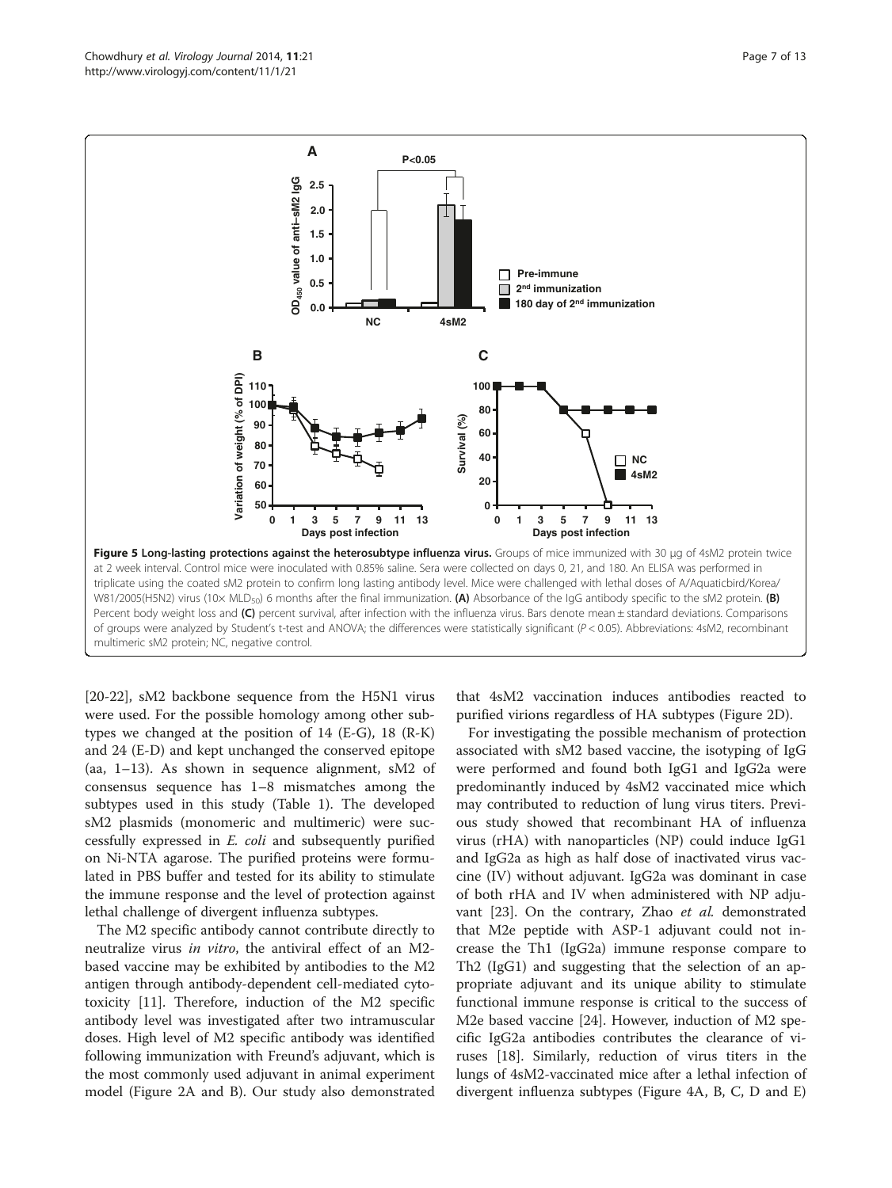**Figure 5 Long-lasting protections against the heterosubtype influenza virus.** Groups of mice immunized with 30 μg of 4sM2 protein twice at 2 week interval. Control mice were inoculated with 0.85% saline. Sera were collected on days 0, 21, and 180. An ELISA was performed in triplicate using the coated sM2 protein to confirm long lasting antibody level. Mice were challenged with lethal doses of A/Aquaticbird/Korea/W81/2005(H5N2) virus (10× $MLD_{50}$) 6 months after the final immunization. **(A)** Absorbance of the IgG antibody specific to the sM2 protein. **(B)** Percent body weight loss and **(C)** percent survival, after infection with the influenza virus. Bars denote mean ± standard deviations. Comparisons of groups were analyzed by Student's t-test and ANOVA; the differences were statistically significant ($P < 0.05$). Abbreviations: 4sM2, recombinant multimeric sM2 protein; NC, negative control.

[20-22], sM2 backbone sequence from the H5N1 virus were used. For the possible homology among other subtypes we changed at the position of 14 (E-G), 18 (R-K) and 24 (E-D) and kept unchanged the conserved epitope (aa, 1–13). As shown in sequence alignment, sM2 of consensus sequence has 1–8 mismatches among the subtypes used in this study (Table 1). The developed sM2 plasmids (monomeric and multimeric) were successfully expressed in *E. coli* and subsequently purified on Ni-NTA agarose. The purified proteins were formulated in PBS buffer and tested for its ability to stimulate the immune response and the level of protection against lethal challenge of divergent influenza subtypes.

The M2 specific antibody cannot contribute directly to neutralize virus *in vitro*, the antiviral effect of an M2-based vaccine may be exhibited by antibodies to the M2 antigen through antibody-dependent cell-mediated cytotoxicity [11]. Therefore, induction of the M2 specific antibody level was investigated after two intramuscular doses. High level of M2 specific antibody was identified following immunization with Freund's adjuvant, which is the most commonly used adjuvant in animal experiment model (Figure 2A and B). Our study also demonstrated that 4sM2 vaccination induces antibodies reacted to purified virions regardless of HA subtypes (Figure 2D).

For investigating the possible mechanism of protection associated with sM2 based vaccine, the isotyping of IgG were performed and found both IgG1 and IgG2a were predominantly induced by 4sM2 vaccinated mice which may contributed to reduction of lung virus titers. Previous study showed that recombinant HA of influenza virus (rHA) with nanoparticles (NP) could induce IgG1 and IgG2a as high as half dose of inactivated virus vaccine (IV) without adjuvant. IgG2a was dominant in case of both rHA and IV when administered with NP adjuvant [23]. On the contrary, Zhao *et al.* demonstrated that M2e peptide with ASP-1 adjuvant could not increase the Th1 (IgG2a) immune response compare to Th2 (IgG1) and suggesting that the selection of an appropriate adjuvant and its unique ability to stimulate functional immune response is critical to the success of M2e based vaccine [24]. However, induction of M2 specific IgG2a antibodies contributes the clearance of viruses [18]. Similarly, reduction of virus titers in the lungs of 4sM2-vaccinated mice after a lethal infection of divergent influenza subtypes (Figure 4A, B, C, D and E)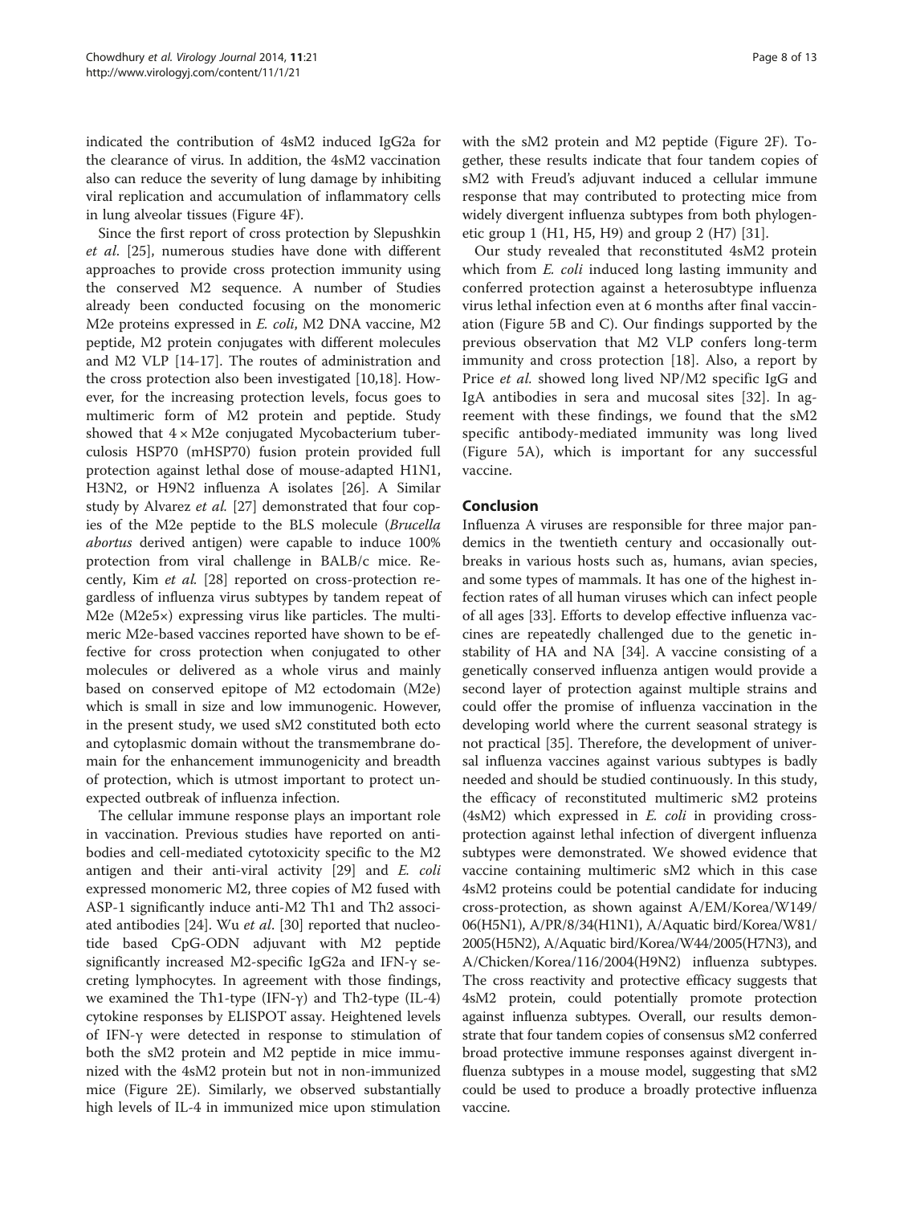indicated the contribution of 4sM2 induced IgG2a for the clearance of virus. In addition, the 4sM2 vaccination also can reduce the severity of lung damage by inhibiting viral replication and accumulation of inflammatory cells in lung alveolar tissues (Figure 4F).

Since the first report of cross protection by Slepushkin *et al*. [25], numerous studies have done with different approaches to provide cross protection immunity using the conserved M2 sequence. A number of Studies already been conducted focusing on the monomeric M2e proteins expressed in *E. coli*, M2 DNA vaccine, M2 peptide, M2 protein conjugates with different molecules and M2 VLP [14-17]. The routes of administration and the cross protection also been investigated [10,18]. However, for the increasing protection levels, focus goes to multimeric form of M2 protein and peptide. Study showed that 4 × M2e conjugated Mycobacterium tuberculosis HSP70 (mHSP70) fusion protein provided full protection against lethal dose of mouse-adapted H1N1, H3N2, or H9N2 influenza A isolates [26]. A Similar study by Alvarez *et al*. [27] demonstrated that four copies of the M2e peptide to the BLS molecule (*Brucella abortus* derived antigen) were capable to induce 100% protection from viral challenge in BALB/c mice. Recently, Kim *et al*. [28] reported on cross-protection regardless of influenza virus subtypes by tandem repeat of M2e (M2e5×) expressing virus like particles. The multimeric M2e-based vaccines reported have shown to be effective for cross protection when conjugated to other molecules or delivered as a whole virus and mainly based on conserved epitope of M2 ectodomain (M2e) which is small in size and low immunogenic. However, in the present study, we used sM2 constituted both ecto and cytoplasmic domain without the transmembrane domain for the enhancement immunogenicity and breadth of protection, which is utmost important to protect unexpected outbreak of influenza infection.

The cellular immune response plays an important role in vaccination. Previous studies have reported on antibodies and cell-mediated cytotoxicity specific to the M2 antigen and their anti-viral activity [29] and *E. coli* expressed monomeric M2, three copies of M2 fused with ASP-1 significantly induce anti-M2 Th1 and Th2 associated antibodies [24]. Wu *et al*. [30] reported that nucleotide based CpG-ODN adjuvant with M2 peptide significantly increased M2-specific IgG2a and IFN-γ secreting lymphocytes. In agreement with those findings, we examined the Th1-type (IFN-γ) and Th2-type (IL-4) cytokine responses by ELISPOT assay. Heightened levels of IFN-γ were detected in response to stimulation of both the sM2 protein and M2 peptide in mice immunized with the 4sM2 protein but not in non-immunized mice (Figure 2E). Similarly, we observed substantially high levels of IL-4 in immunized mice upon stimulation with the sM2 protein and M2 peptide (Figure 2F). Together, these results indicate that four tandem copies of sM2 with Freud's adjuvant induced a cellular immune response that may contributed to protecting mice from widely divergent influenza subtypes from both phylogenetic group 1 (H1, H5, H9) and group 2 (H7) [31].

Our study revealed that reconstituted 4sM2 protein which from *E. coli* induced long lasting immunity and conferred protection against a heterosubtype influenza virus lethal infection even at 6 months after final vaccination (Figure 5B and C). Our findings supported by the previous observation that M2 VLP confers long-term immunity and cross protection [18]. Also, a report by Price *et al.* showed long lived NP/M2 specific IgG and IgA antibodies in sera and mucosal sites [32]. In agreement with these findings, we found that the sM2 specific antibody-mediated immunity was long lived (Figure 5A), which is important for any successful vaccine.

## Conclusion

Influenza A viruses are responsible for three major pandemics in the twentieth century and occasionally outbreaks in various hosts such as, humans, avian species, and some types of mammals. It has one of the highest infection rates of all human viruses which can infect people of all ages [33]. Efforts to develop effective influenza vaccines are repeatedly challenged due to the genetic instability of HA and NA [34]. A vaccine consisting of a genetically conserved influenza antigen would provide a second layer of protection against multiple strains and could offer the promise of influenza vaccination in the developing world where the current seasonal strategy is not practical [35]. Therefore, the development of universal influenza vaccines against various subtypes is badly needed and should be studied continuously. In this study, the efficacy of reconstituted multimeric sM2 proteins (4sM2) which expressed in *E. coli* in providing cross-protection against lethal infection of divergent influenza subtypes were demonstrated. We showed evidence that vaccine containing multimeric sM2 which in this case 4sM2 proteins could be potential candidate for inducing cross-protection, as shown against A/EM/Korea/W149/06(H5N1), A/PR/8/34(H1N1), A/Aquatic bird/Korea/W81/2005(H5N2), A/Aquatic bird/Korea/W44/2005(H7N3), and A/Chicken/Korea/116/2004(H9N2) influenza subtypes. The cross reactivity and protective efficacy suggests that 4sM2 protein, could potentially promote protection against influenza subtypes. Overall, our results demonstrate that four tandem copies of consensus sM2 conferred broad protective immune responses against divergent influenza subtypes in a mouse model, suggesting that sM2 could be used to produce a broadly protective influenza vaccine.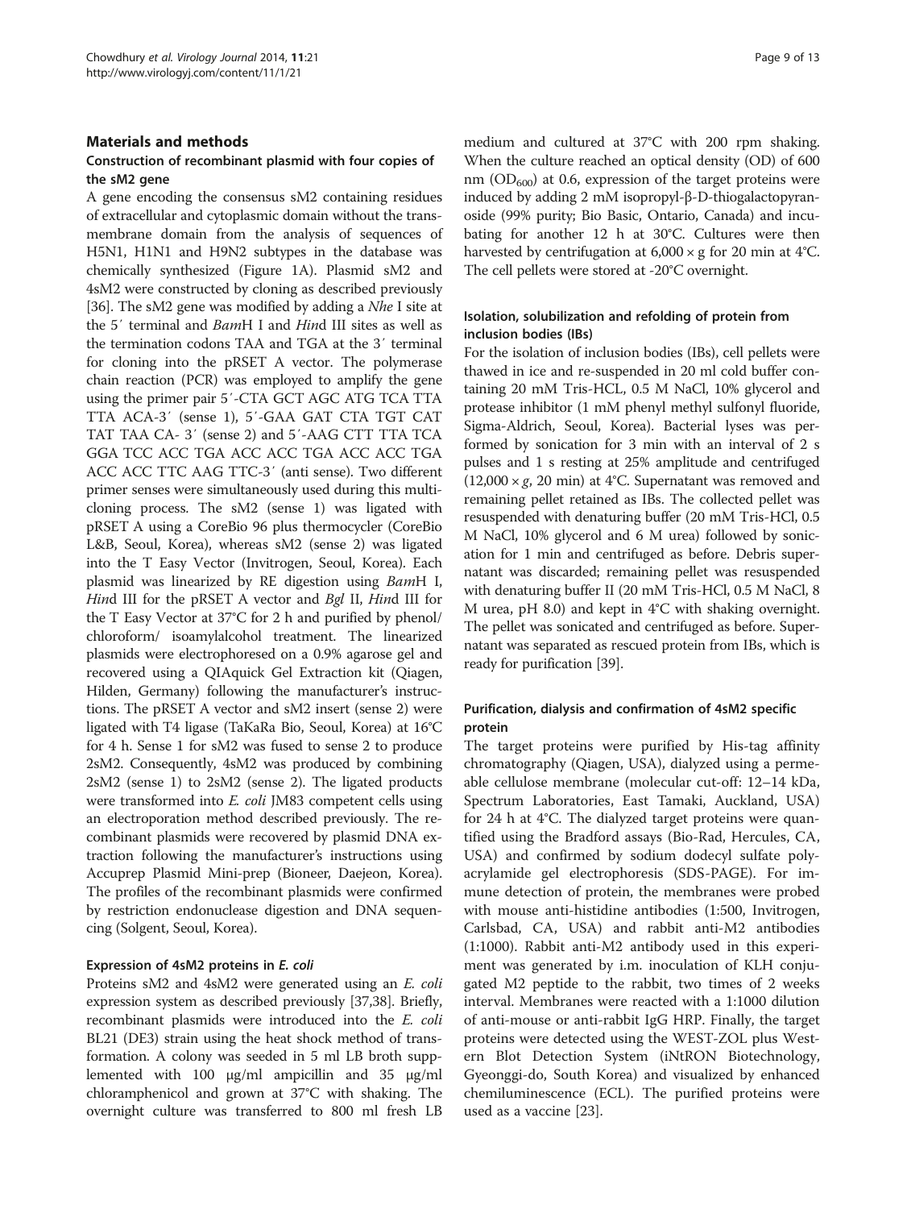## Materials and methods

### Construction of recombinant plasmid with four copies of the sM2 gene

A gene encoding the consensus sM2 containing residues of extracellular and cytoplasmic domain without the transmembrane domain from the analysis of sequences of H5N1, H1N1 and H9N2 subtypes in the database was chemically synthesized (Figure 1A). Plasmid sM2 and 4sM2 were constructed by cloning as described previously [36]. The sM2 gene was modified by adding a *Nhe* I site at the 5′ terminal and *Bam*H I and *Hin*d III sites as well as the termination codons TAA and TGA at the 3′ terminal for cloning into the pRSET A vector. The polymerase chain reaction (PCR) was employed to amplify the gene using the primer pair 5′-CTA GCT AGC ATG TCA TTA TTA ACA-3′ (sense 1), 5′-GAA GAT CTA TGT CAT TAT TAA CA- 3′ (sense 2) and 5′-AAG CTT TTA TCA GGA TCC ACC TGA ACC ACC TGA ACC ACC TGA ACC ACC TTC AAG TTC-3′ (anti sense). Two different primer senses were simultaneously used during this multicloning process. The sM2 (sense 1) was ligated with pRSET A using a CoreBio 96 plus thermocycler (CoreBio L&B, Seoul, Korea), whereas sM2 (sense 2) was ligated into the T Easy Vector (Invitrogen, Seoul, Korea). Each plasmid was linearized by RE digestion using *Bam*H I, *Hin*d III for the pRSET A vector and *Bgl* II, *Hin*d III for the T Easy Vector at 37°C for 2 h and purified by phenol/ chloroform/ isoamylalcohol treatment. The linearized plasmids were electrophoresed on a 0.9% agarose gel and recovered using a QIAquick Gel Extraction kit (Qiagen, Hilden, Germany) following the manufacturer's instructions. The pRSET A vector and sM2 insert (sense 2) were ligated with T4 ligase (TaKaRa Bio, Seoul, Korea) at 16°C for 4 h. Sense 1 for sM2 was fused to sense 2 to produce 2sM2. Consequently, 4sM2 was produced by combining 2sM2 (sense 1) to 2sM2 (sense 2). The ligated products were transformed into *E. coli* JM83 competent cells using an electroporation method described previously. The recombinant plasmids were recovered by plasmid DNA extraction following the manufacturer's instructions using Accuprep Plasmid Mini-prep (Bioneer, Daejeon, Korea). The profiles of the recombinant plasmids were confirmed by restriction endonuclease digestion and DNA sequencing (Solgent, Seoul, Korea).

### Expression of 4sM2 proteins in *E. coli*

Proteins sM2 and 4sM2 were generated using an *E. coli* expression system as described previously [37,38]. Briefly, recombinant plasmids were introduced into the *E. coli* BL21 (DE3) strain using the heat shock method of transformation. A colony was seeded in 5 ml LB broth supplemented with 100 μg/ml ampicillin and 35 μg/ml chloramphenicol and grown at 37°C with shaking. The overnight culture was transferred to 800 ml fresh LB medium and cultured at 37°C with 200 rpm shaking. When the culture reached an optical density (OD) of 600 nm ($OD_{600}$) at 0.6, expression of the target proteins were induced by adding 2 mM isopropyl-β-D-thiogalactopyranoside (99% purity; Bio Basic, Ontario, Canada) and incubating for another 12 h at 30°C. Cultures were then harvested by centrifugation at 6,000 × g for 20 min at 4°C. The cell pellets were stored at -20°C overnight.

### Isolation, solubilization and refolding of protein from inclusion bodies (IBs)

For the isolation of inclusion bodies (IBs), cell pellets were thawed in ice and re-suspended in 20 ml cold buffer containing 20 mM Tris-HCL, 0.5 M NaCl, 10% glycerol and protease inhibitor (1 mM phenyl methyl sulfonyl fluoride, Sigma-Aldrich, Seoul, Korea). Bacterial lyses was performed by sonication for 3 min with an interval of 2 s pulses and 1 s resting at 25% amplitude and centrifuged (12,000 × *g*, 20 min) at 4°C. Supernatant was removed and remaining pellet retained as IBs. The collected pellet was resuspended with denaturing buffer (20 mM Tris-HCl, 0.5 M NaCl, 10% glycerol and 6 M urea) followed by sonication for 1 min and centrifuged as before. Debris supernatant was discarded; remaining pellet was resuspended with denaturing buffer II (20 mM Tris-HCl, 0.5 M NaCl, 8 M urea, pH 8.0) and kept in 4°C with shaking overnight. The pellet was sonicated and centrifuged as before. Supernatant was separated as rescued protein from IBs, which is ready for purification [39].

### Purification, dialysis and confirmation of 4sM2 specific protein

The target proteins were purified by His-tag affinity chromatography (Qiagen, USA), dialyzed using a permeable cellulose membrane (molecular cut-off: 12–14 kDa, Spectrum Laboratories, East Tamaki, Auckland, USA) for 24 h at 4°C. The dialyzed target proteins were quantified using the Bradford assays (Bio-Rad, Hercules, CA, USA) and confirmed by sodium dodecyl sulfate polyacrylamide gel electrophoresis (SDS-PAGE). For immune detection of protein, the membranes were probed with mouse anti-histidine antibodies (1:500, Invitrogen, Carlsbad, CA, USA) and rabbit anti-M2 antibodies (1:1000). Rabbit anti-M2 antibody used in this experiment was generated by i.m. inoculation of KLH conjugated M2 peptide to the rabbit, two times of 2 weeks interval. Membranes were reacted with a 1:1000 dilution of anti-mouse or anti-rabbit IgG HRP. Finally, the target proteins were detected using the WEST-ZOL plus Western Blot Detection System (iNtRON Biotechnology, Gyeonggi-do, South Korea) and visualized by enhanced chemiluminescence (ECL). The purified proteins were used as a vaccine [23].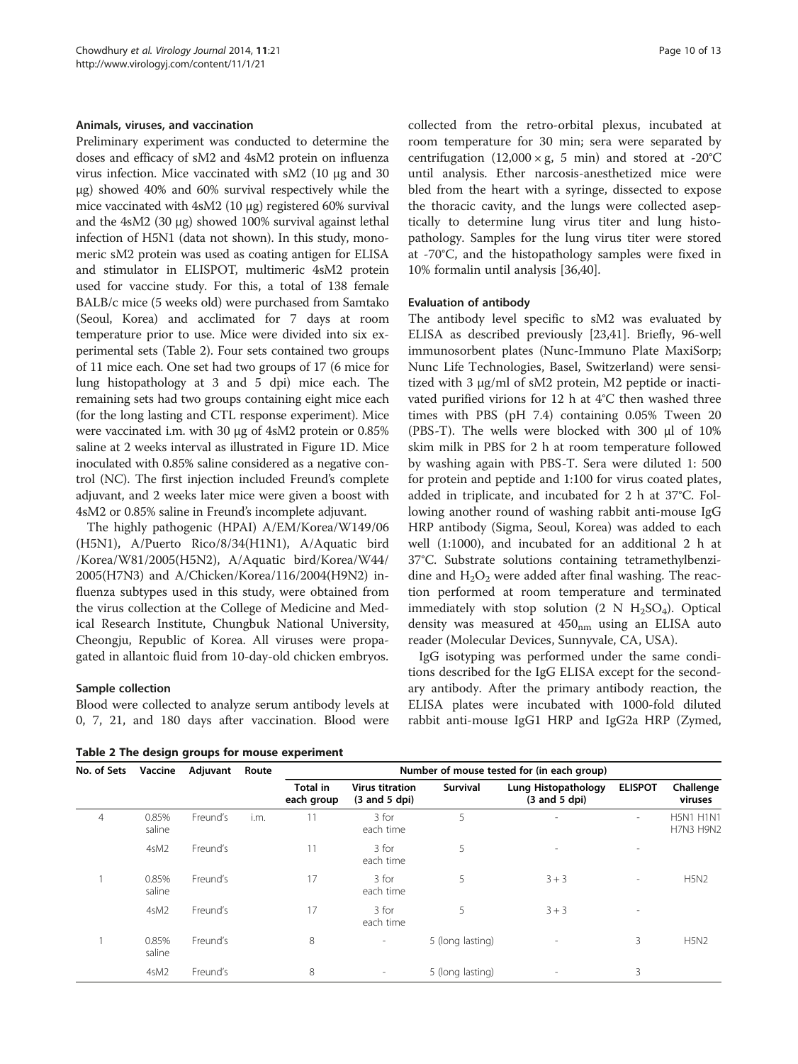### Animals, viruses, and vaccination

Preliminary experiment was conducted to determine the doses and efficacy of sM2 and 4sM2 protein on influenza virus infection. Mice vaccinated with sM2 (10 μg and 30 μg) showed 40% and 60% survival respectively while the mice vaccinated with 4sM2 (10 μg) registered 60% survival and the 4sM2 (30 μg) showed 100% survival against lethal infection of H5N1 (data not shown). In this study, monomeric sM2 protein was used as coating antigen for ELISA and stimulator in ELISPOT, multimeric 4sM2 protein used for vaccine study. For this, a total of 138 female BALB/c mice (5 weeks old) were purchased from Samtako (Seoul, Korea) and acclimated for 7 days at room temperature prior to use. Mice were divided into six experimental sets (Table 2). Four sets contained two groups of 11 mice each. One set had two groups of 17 (6 mice for lung histopathology at 3 and 5 dpi) mice each. The remaining sets had two groups containing eight mice each (for the long lasting and CTL response experiment). Mice were vaccinated i.m. with 30 μg of 4sM2 protein or 0.85% saline at 2 weeks interval as illustrated in Figure 1D. Mice inoculated with 0.85% saline considered as a negative control (NC). The first injection included Freund's complete adjuvant, and 2 weeks later mice were given a boost with 4sM2 or 0.85% saline in Freund's incomplete adjuvant.

The highly pathogenic (HPAI) A/EM/Korea/W149/06 (H5N1), A/Puerto Rico/8/34(H1N1), A/Aquatic bird /Korea/W81/2005(H5N2), A/Aquatic bird/Korea/W44/2005(H7N3) and A/Chicken/Korea/116/2004(H9N2) influenza subtypes used in this study, were obtained from the virus collection at the College of Medicine and Medical Research Institute, Chungbuk National University, Cheongju, Republic of Korea. All viruses were propagated in allantoic fluid from 10-day-old chicken embryos.

### Sample collection

Blood were collected to analyze serum antibody levels at 0, 7, 21, and 180 days after vaccination. Blood were collected from the retro-orbital plexus, incubated at room temperature for 30 min; sera were separated by centrifugation (12,000 × g, 5 min) and stored at -20°C until analysis. Ether narcosis-anesthetized mice were bled from the heart with a syringe, dissected to expose the thoracic cavity, and the lungs were collected aseptically to determine lung virus titer and lung histopathology. Samples for the lung virus titer were stored at -70°C, and the histopathology samples were fixed in 10% formalin until analysis [36,40].

### Evaluation of antibody

The antibody level specific to sM2 was evaluated by ELISA as described previously [23,41]. Briefly, 96-well immunosorbent plates (Nunc-Immuno Plate MaxiSorp; Nunc Life Technologies, Basel, Switzerland) were sensitized with 3 μg/ml of sM2 protein, M2 peptide or inactivated purified virions for 12 h at 4°C then washed three times with PBS (pH 7.4) containing 0.05% Tween 20 (PBS-T). The wells were blocked with 300 μl of 10% skim milk in PBS for 2 h at room temperature followed by washing again with PBS-T. Sera were diluted 1: 500 for protein and peptide and 1:100 for virus coated plates, added in triplicate, and incubated for 2 h at 37°C. Following another round of washing rabbit anti-mouse IgG HRP antibody (Sigma, Seoul, Korea) was added to each well (1:1000), and incubated for an additional 2 h at 37°C. Substrate solutions containing tetramethylbenzidine and $H_2O_2$ were added after final washing. The reaction performed at room temperature and terminated immediately with stop solution (2 N $H_2SO_4$). Optical density was measured at $450_{nm}$ using an ELISA auto reader (Molecular Devices, Sunnyvale, CA, USA).

IgG isotyping was performed under the same conditions described for the IgG ELISA except for the secondary antibody. After the primary antibody reaction, the ELISA plates were incubated with 1000-fold diluted rabbit anti-mouse IgG1 HRP and IgG2a HRP (Zymed,

**Table 2 The design groups for mouse experiment**

| No. of Sets | Vaccine | Adjuvant | Route | Number of mouse tested for (in each group) | | | | | |
|---|---|---|---|---|---|---|---|---|---|
| | | | | Total in each group | Virus titration (3 and 5 dpi) | Survival | Lung Histopathology (3 and 5 dpi) | ELISPOT | Challenge viruses |
| 4 | 0.85% saline | Freund's | i.m. | 11 | 3 for each time | 5 | - | - | H5N1 H1N1 H7N3 H9N2 |
| | 4sM2 | Freund's | | 11 | 3 for each time | 5 | - | - | |
| 1 | 0.85% saline | Freund's | | 17 | 3 for each time | 5 | 3 + 3 | - | H5N2 |
| | 4sM2 | Freund's | | 17 | 3 for each time | 5 | 3 + 3 | - | |
| 1 | 0.85% saline | Freund's | | 8 | - | 5 (long lasting) | - | 3 | H5N2 |
| | 4sM2 | Freund's | | 8 | - | 5 (long lasting) | - | 3 | |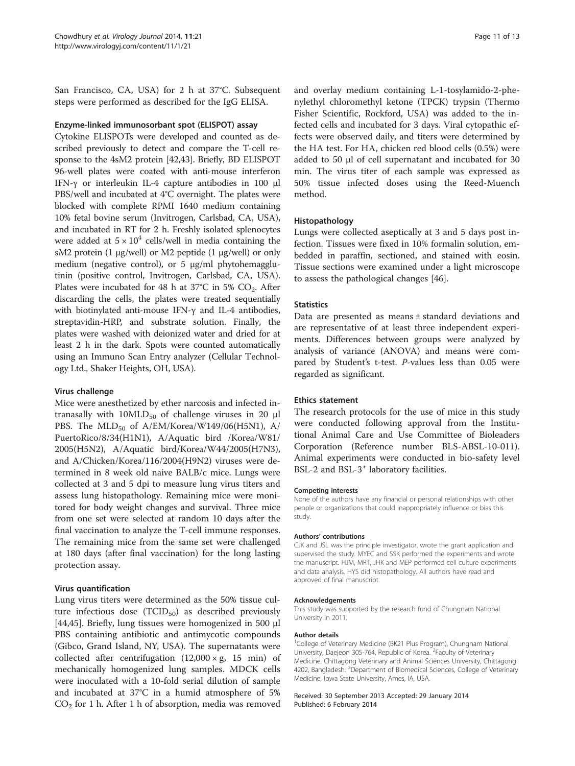San Francisco, CA, USA) for 2 h at 37°C. Subsequent steps were performed as described for the IgG ELISA.

#### Enzyme-linked immunosorbant spot (ELISPOT) assay

Cytokine ELISPOTs were developed and counted as described previously to detect and compare the T-cell response to the 4sM2 protein [42,43]. Briefly, BD ELISPOT 96-well plates were coated with anti-mouse interferon IFN-γ or interleukin IL-4 capture antibodies in 100 μl PBS/well and incubated at 4°C overnight. The plates were blocked with complete RPMI 1640 medium containing 10% fetal bovine serum (Invitrogen, Carlsbad, CA, USA), and incubated in RT for 2 h. Freshly isolated splenocytes were added at $5 \times 10^4$ cells/well in media containing the sM2 protein (1 μg/well) or M2 peptide (1 μg/well) or only medium (negative control), or 5 μg/ml phytohemagglutinin (positive control, Invitrogen, Carlsbad, CA, USA). Plates were incubated for 48 h at 37°C in 5% $CO_2$. After discarding the cells, the plates were treated sequentially with biotinylated anti-mouse IFN-γ and IL-4 antibodies, streptavidin-HRP, and substrate solution. Finally, the plates were washed with deionized water and dried for at least 2 h in the dark. Spots were counted automatically using an Immuno Scan Entry analyzer (Cellular Technology Ltd., Shaker Heights, OH, USA).

#### Virus challenge

Mice were anesthetized by ether narcosis and infected intranasally with $10MLD_{50}$ of challenge viruses in 20 μl PBS. The $MLD_{50}$ of A/EM/Korea/W149/06(H5N1), A/PuertoRico/8/34(H1N1), A/Aquatic bird /Korea/W81/2005(H5N2), A/Aquatic bird/Korea/W44/2005(H7N3), and A/Chicken/Korea/116/2004(H9N2) viruses were determined in 8 week old naive BALB/c mice. Lungs were collected at 3 and 5 dpi to measure lung virus titers and assess lung histopathology. Remaining mice were monitored for body weight changes and survival. Three mice from one set were selected at random 10 days after the final vaccination to analyze the T-cell immune responses. The remaining mice from the same set were challenged at 180 days (after final vaccination) for the long lasting protection assay.

#### Virus quantification

Lung virus titers were determined as the 50% tissue culture infectious dose ($TCID_{50}$) as described previously [44,45]. Briefly, lung tissues were homogenized in 500 μl PBS containing antibiotic and antimycotic compounds (Gibco, Grand Island, NY, USA). The supernatants were collected after centrifugation (12,000 × g, 15 min) of mechanically homogenized lung samples. MDCK cells were inoculated with a 10-fold serial dilution of sample and incubated at 37°C in a humid atmosphere of 5% $CO_2$ for 1 h. After 1 h of absorption, media was removed and overlay medium containing L-1-tosylamido-2-phenylethyl chloromethyl ketone (TPCK) trypsin (Thermo Fisher Scientific, Rockford, USA) was added to the infected cells and incubated for 3 days. Viral cytopathic effects were observed daily, and titers were determined by the HA test. For HA, chicken red blood cells (0.5%) were added to 50 μl of cell supernatant and incubated for 30 min. The virus titer of each sample was expressed as 50% tissue infected doses using the Reed-Muench method.

#### Histopathology

Lungs were collected aseptically at 3 and 5 days post infection. Tissues were fixed in 10% formalin solution, embedded in paraffin, sectioned, and stained with eosin. Tissue sections were examined under a light microscope to assess the pathological changes [46].

#### Statistics

Data are presented as means ± standard deviations and are representative of at least three independent experiments. Differences between groups were analyzed by analysis of variance (ANOVA) and means were compared by Student's t-test. *P*-values less than 0.05 were regarded as significant.

#### Ethics statement

The research protocols for the use of mice in this study were conducted following approval from the Institutional Animal Care and Use Committee of Bioleaders Corporation (Reference number BLS-ABSL-10-011). Animal experiments were conducted in bio-safety level BSL-2 and BSL-$3^+$ laboratory facilities.

##### Competing interests

None of the authors have any financial or personal relationships with other people or organizations that could inappropriately influence or bias this study.

##### Authors' contributions

CJK and JSL was the principle investigator, wrote the grant application and supervised the study. MYEC and SSK performed the experiments and wrote the manuscript. HJM, MRT, JHK and MEP performed cell culture experiments and data analysis. HYS did histopathology. All authors have read and approved of final manuscript.

##### Acknowledgements

This study was supported by the research fund of Chungnam National University in 2011.

##### Author details

[1]College of Veterinary Medicine (BK21 Plus Program), Chungnam National University, Daejeon 305-764, Republic of Korea. [2]Faculty of Veterinary Medicine, Chittagong Veterinary and Animal Sciences University, Chittagong 4202, Bangladesh. [3]Department of Biomedical Sciences, College of Veterinary Medicine, Iowa State University, Ames, IA, USA.

Received: 30 September 2013 Accepted: 29 January 2014
Published: 6 February 2014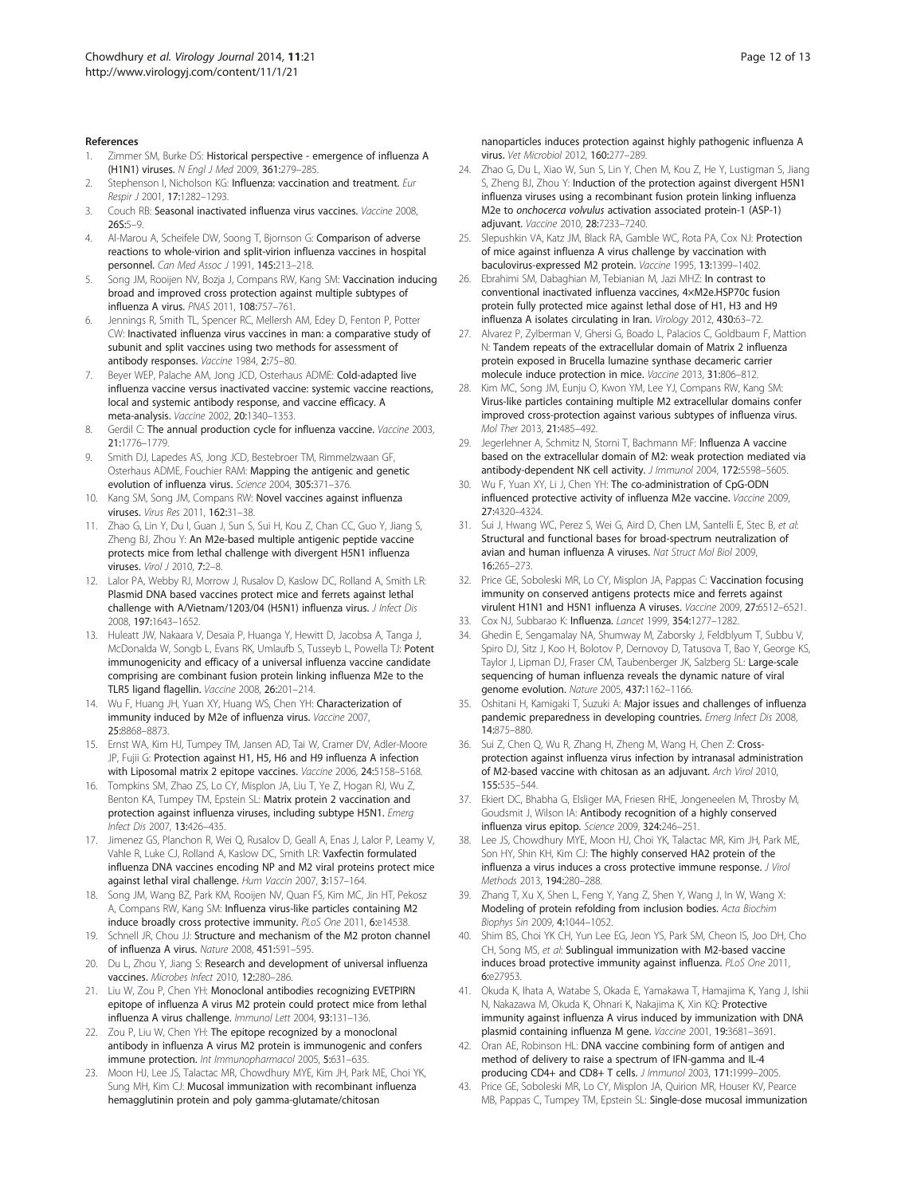## References

1. Zimmer SM, Burke DS: **Historical perspective - emergence of influenza A (H1N1) viruses.** *N Engl J Med* 2009, **361**:279–285.
2. Stephenson I, Nicholson KG: **Influenza: vaccination and treatment.** *Eur Respir J* 2001, **17**:1282–1293.
3. Couch RB: **Seasonal inactivated influenza virus vaccines.** *Vaccine* 2008, **26S**:5–9.
4. Al-Marou A, Scheifele DW, Soong T, Bjornson G: **Comparison of adverse reactions to whole-virion and split-virion influenza vaccines in hospital personnel.** *Can Med Assoc J* 1991, **145**:213–218.
5. Song JM, Rooijen NV, Bozja J, Compans RW, Kang SM: **Vaccination inducing broad and improved cross protection against multiple subtypes of influenza A virus.** *PNAS* 2011, **108**:757–761.
6. Jennings R, Smith TL, Spencer RC, Mellersh AM, Edey D, Fenton P, Potter CW: **Inactivated influenza virus vaccines in man: a comparative study of subunit and split vaccines using two methods for assessment of antibody responses.** *Vaccine* 1984, **2**:75–80.
7. Beyer WEP, Palache AM, Jong JCD, Osterhaus ADME: **Cold-adapted live influenza vaccine versus inactivated vaccine: systemic vaccine reactions, local and systemic antibody response, and vaccine efficacy. A meta-analysis.** *Vaccine* 2002, **20**:1340–1353.
8. Gerdil C: **The annual production cycle for influenza vaccine.** *Vaccine* 2003, **21**:1776–1779.
9. Smith DJ, Lapedes AS, Jong JCD, Bestebroer TM, Rimmelzwaan GF, Osterhaus ADME, Fouchier RAM: **Mapping the antigenic and genetic evolution of influenza virus.** *Science* 2004, **305**:371–376.
10. Kang SM, Song JM, Compans RW: **Novel vaccines against influenza viruses.** *Virus Res* 2011, **162**:31–38.
11. Zhao G, Lin Y, Du l, Guan J, Sun S, Sui H, Kou Z, Chan CC, Guo Y, Jiang S, Zheng BJ, Zhou Y: **An M2e-based multiple antigenic peptide vaccine protects mice from lethal challenge with divergent H5N1 influenza viruses.** *Virol J* 2010, **7**:2–8.
12. Lalor PA, Webby RJ, Morrow J, Rusalov D, Kaslow DC, Rolland A, Smith LR: **Plasmid DNA based vaccines protect mice and ferrets against lethal challenge with A/Vietnam/1203/04 (H5N1) influenza virus.** *J Infect Dis* 2008, **197**:1643–1652.
13. Huleatt JW, Nakaara V, Desaia P, Huanga Y, Hewitt D, Jacobsa A, Tanga J, McDonalda W, Songb L, Evans RK, Umlaufb S, Tusseyb L, Powella TJ: **Potent immunogenicity and efficacy of a universal influenza vaccine candidate comprising are combinant fusion protein linking influenza M2e to the TLR5 ligand flagellin.** *Vaccine* 2008, **26**:201–214.
14. Wu F, Huang JH, Yuan XY, Huang WS, Chen YH: **Characterization of immunity induced by M2e of influenza virus.** *Vaccine* 2007, **25**:8868–8873.
15. Ernst WA, Kim HJ, Tumpey TM, Jansen AD, Tai W, Cramer DV, Adler-Moore JP, Fujii G: **Protection against H1, H5, H6 and H9 influenza A infection with Liposomal matrix 2 epitope vaccines.** *Vaccine* 2006, **24**:5158–5168.
16. Tompkins SM, Zhao ZS, Lo CY, Misplon JA, Liu T, Ye Z, Hogan RJ, Wu Z, Benton KA, Tumpey TM, Epstein SL: **Matrix protein 2 vaccination and protection against influenza viruses, including subtype H5N1.** *Emerg Infect Dis* 2007, **13**:426–435.
17. Jimenez GS, Planchon R, Wei Q, Rusalov D, Geall A, Enas J, Lalor P, Leamy V, Vahle R, Luke CJ, Rolland A, Kaslow DC, Smith LR: **Vaxfectin formulated influenza DNA vaccines encoding NP and M2 viral proteins protect mice against lethal viral challenge.** *Hum Vaccin* 2007, **3**:157–164.
18. Song JM, Wang BZ, Park KM, Rooijen NV, Quan FS, Kim MC, Jin HT, Pekosz A, Compans RW, Kang SM: **Influenza virus-like particles containing M2 induce broadly cross protective immunity.** *PLoS One* 2011, **6**:e14538.
19. Schnell JR, Chou JJ: **Structure and mechanism of the M2 proton channel of influenza A virus.** *Nature* 2008, **451**:591–595.
20. Du L, Zhou Y, Jiang S: **Research and development of universal influenza vaccines.** *Microbes Infect* 2010, **12**:280–286.
21. Liu W, Zou P, Chen YH: **Monoclonal antibodies recognizing EVETPIRN epitope of influenza A virus M2 protein could protect mice from lethal influenza A virus challenge.** *Immunol Lett* 2004, **93**:131–136.
22. Zou P, Liu W, Chen YH: **The epitope recognized by a monoclonal antibody in influenza A virus M2 protein is immunogenic and confers immune protection.** *Int Immunopharmacol* 2005, **5**:631–635.
23. Moon HJ, Lee JS, Talactac MR, Chowdhury MYE, Kim JH, Park ME, Choi YK, Sung MH, Kim CJ: **Mucosal immunization with recombinant influenza hemagglutinin protein and poly gamma-glutamate/chitosan nanoparticles induces protection against highly pathogenic influenza A virus.** *Vet Microbiol* 2012, **160**:277–289.
24. Zhao G, Du L, Xiao W, Sun S, Lin Y, Chen M, Kou Z, He Y, Lustigman S, Jiang S, Zheng BJ, Zhou Y: **Induction of the protection against divergent H5N1 influenza viruses using a recombinant fusion protein linking influenza M2e to *onchocerca volvulus* activation associated protein-1 (ASP-1) adjuvant.** *Vaccine* 2010, **28**:7233–7240.
25. Slepushkin VA, Katz JM, Black RA, Gamble WC, Rota PA, Cox NJ: **Protection of mice against influenza A virus challenge by vaccination with baculovirus-expressed M2 protein.** *Vaccine* 1995, **13**:1399–1402.
26. Ebrahimi SM, Dabaghian M, Tebianian M, Jazi MHZ: **In contrast to conventional inactivated influenza vaccines, 4×M2e.HSP70c fusion protein fully protected mice against lethal dose of H1, H3 and H9 influenza A isolates circulating in Iran.** *Virology* 2012, **430**:63–72.
27. Alvarez P, Zylberman V, Ghersi G, Boado L, Palacios C, Goldbaum F, Mattion N: **Tandem repeats of the extracellular domain of Matrix 2 influenza protein exposed in Brucella lumazine synthase decameric carrier molecule induce protection in mice.** *Vaccine* 2013, **31**:806–812.
28. Kim MC, Song JM, Eunju O, Kwon YM, Lee YJ, Compans RW, Kang SM: **Virus-like particles containing multiple M2 extracellular domains confer improved cross-protection against various subtypes of influenza virus.** *Mol Ther* 2013, **21**:485–492.
29. Jegerlehner A, Schmitz N, Storni T, Bachmann MF: **Influenza A vaccine based on the extracellular domain of M2: weak protection mediated via antibody-dependent NK cell activity.** *J Immunol* 2004, **172**:5598–5605.
30. Wu F, Yuan XY, Li J, Chen YH: **The co-administration of CpG-ODN influenced protective activity of influenza M2e vaccine.** *Vaccine* 2009, **27**:4320–4324.
31. Sui J, Hwang WC, Perez S, Wei G, Aird D, Chen LM, Santelli E, Stec B, *et al*: **Structural and functional bases for broad-spectrum neutralization of avian and human influenza A viruses.** *Nat Struct Mol Biol* 2009, **16**:265–273.
32. Price GE, Soboleski MR, Lo CY, Misplon JA, Pappas C: **Vaccination focusing immunity on conserved antigens protects mice and ferrets against virulent H1N1 and H5N1 influenza A viruses.** *Vaccine* 2009, **27**:6512–6521.
33. Cox NJ, Subbarao K: **Influenza.** *Lancet* 1999, **354**:1277–1282.
34. Ghedin E, Sengamalay NA, Shumway M, Zaborsky J, Feldblyum T, Subbu V, Spiro DJ, Sitz J, Koo H, Bolotov P, Dernovoy D, Tatusova T, Bao Y, George KS, Taylor J, Lipman DJ, Fraser CM, Taubenberger JK, Salzberg SL: **Large-scale sequencing of human influenza reveals the dynamic nature of viral genome evolution.** *Nature* 2005, **437**:1162–1166.
35. Oshitani H, Kamigaki T, Suzuki A: **Major issues and challenges of influenza pandemic preparedness in developing countries.** *Emerg Infect Dis* 2008, **14**:875–880.
36. Sui Z, Chen Q, Wu R, Zhang H, Zheng M, Wang H, Chen Z: **Cross-protection against influenza virus infection by intranasal administration of M2-based vaccine with chitosan as an adjuvant.** *Arch Virol* 2010, **155**:535–544.
37. Ekiert DC, Bhabha G, Elsliger MA, Friesen RHE, Jongeneelen M, Throsby M, Goudsmit J, Wilson IA: **Antibody recognition of a highly conserved influenza virus epitop.** *Science* 2009, **324**:246–251.
38. Lee JS, Chowdhury MYE, Moon HJ, Choi YK, Talactac MR, Kim JH, Park ME, Son HY, Shin KH, Kim CJ: **The highly conserved HA2 protein of the influenza a virus induces a cross protective immune response.** *J Virol Methods* 2013, **194**:280–288.
39. Zhang T, Xu X, Shen L, Feng Y, Yang Z, Shen Y, Wang J, In W, Wang X: **Modeling of protein refolding from inclusion bodies.** *Acta Biochim Biophys Sin* 2009, **4**:1044–1052.
40. Shim BS, Choi YK CH, Yun Lee EG, Jeon YS, Park SM, Cheon IS, Joo DH, Cho CH, Song MS, *et al*: **Sublingual immunization with M2-based vaccine induces broad protective immunity against influenza.** *PLoS One* 2011, **6**:e27953.
41. Okuda K, Ihata A, Watabe S, Okada E, Yamakawa T, Hamajima K, Yang J, Ishii N, Nakazawa M, Okuda K, Ohnari K, Nakajima K, Xin KQ: **Protective immunity against influenza A virus induced by immunization with DNA plasmid containing influenza M gene.** *Vaccine* 2001, **19**:3681–3691.
42. Oran AE, Robinson HL: **DNA vaccine combining form of antigen and method of delivery to raise a spectrum of IFN-gamma and IL-4 producing CD4+ and CD8+ T cells.** *J Immunol* 2003, **171**:1999–2005.
43. Price GE, Soboleski MR, Lo CY, Misplon JA, Quirion MR, Houser KV, Pearce MB, Pappas C, Tumpey TM, Epstein SL: **Single-dose mucosal immunization**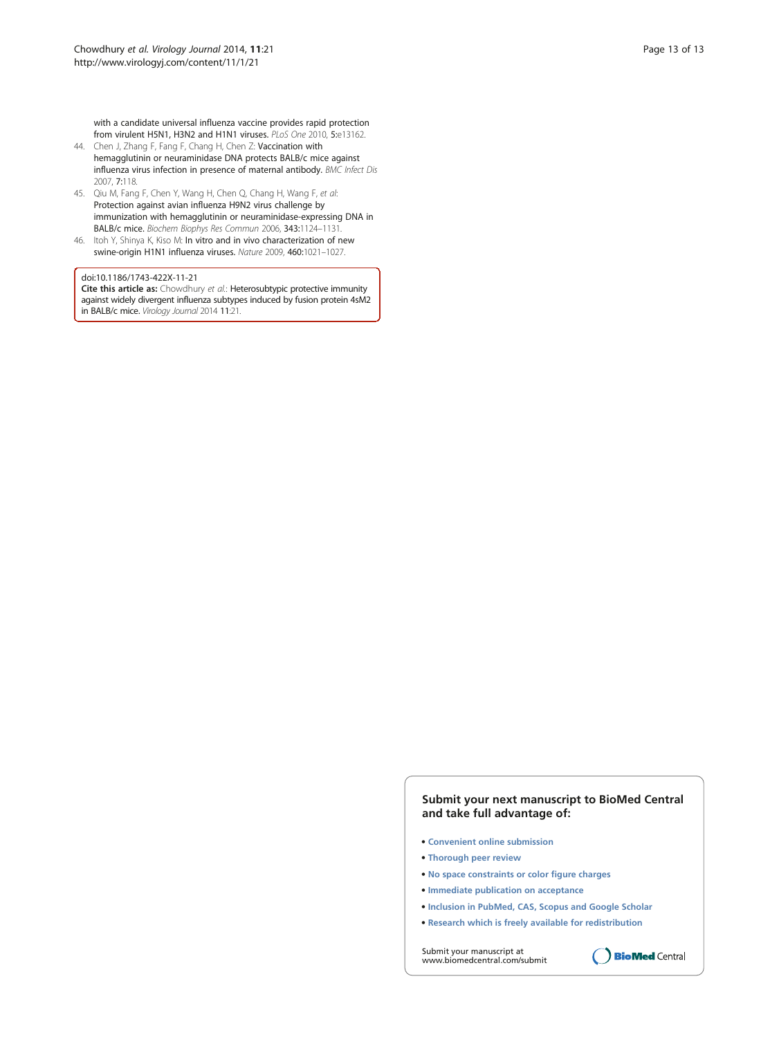with a candidate universal influenza vaccine provides rapid protection from virulent H5N1, H3N2 and H1N1 viruses. *PLoS One* 2010, **5**:e13162.

44. Chen J, Zhang F, Fang F, Chang H, Chen Z: **Vaccination with hemagglutinin or neuraminidase DNA protects BALB/c mice against influenza virus infection in presence of maternal antibody.** *BMC Infect Dis* 2007, **7**:118.
45. Qiu M, Fang F, Chen Y, Wang H, Chen Q, Chang H, Wang F, *et al*: **Protection against avian influenza H9N2 virus challenge by immunization with hemagglutinin or neuraminidase-expressing DNA in BALB/c mice.** *Biochem Biophys Res Commun* 2006, **343**:1124–1131.
46. Itoh Y, Shinya K, Kiso M: **In vitro and in vivo characterization of new swine-origin H1N1 influenza viruses.** *Nature* 2009, **460**:1021–1027.

doi:10.1186/1743-422X-11-21
**Cite this article as:** Chowdhury *et al.*: Heterosubtypic protective immunity against widely divergent influenza subtypes induced by fusion protein 4sM2 in BALB/c mice. *Virology Journal* 2014 **11**:21.

**Submit your next manuscript to BioMed Central and take full advantage of:**

- **Convenient online submission**
- **Thorough peer review**
- **No space constraints or color figure charges**
- **Immediate publication on acceptance**
- **Inclusion in PubMed, CAS, Scopus and Google Scholar**
- **Research which is freely available for redistribution**

Submit your manuscript at
www.biomedcentral.com/submit

BioMed Central